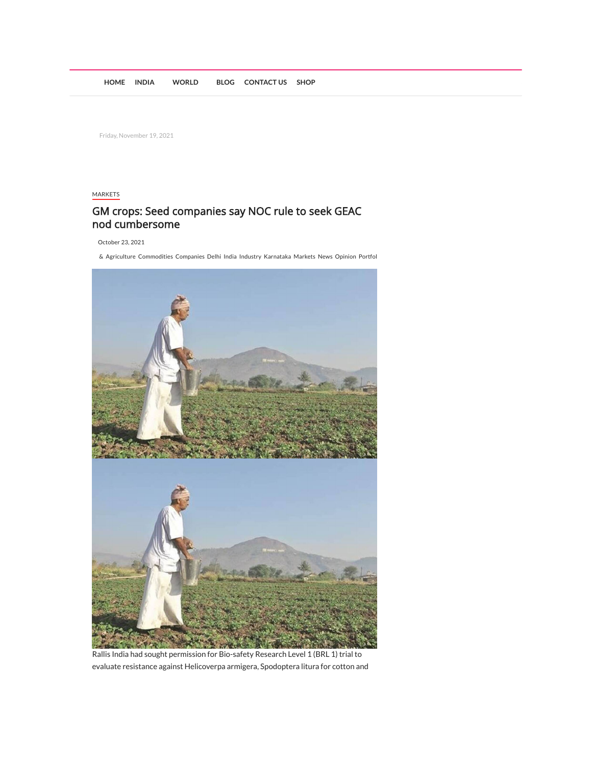HOME INDIA WORLD BLOG CONTACT US SHOP

Friday, November 19, 2021

MARKETS

# GM crops: Seed companies say NOC rule to seek GEAC nod cumbersome

October 23, 2021

& Agriculture Commodities Companies Delhi India Industry Karnataka Markets News Opinion Portfol

Rallis India had sought permission for Bio-safety Research Level 1 (BRL 1) trial to evaluate resistance against Helicoverpa armigera, Spodoptera litura for cotton and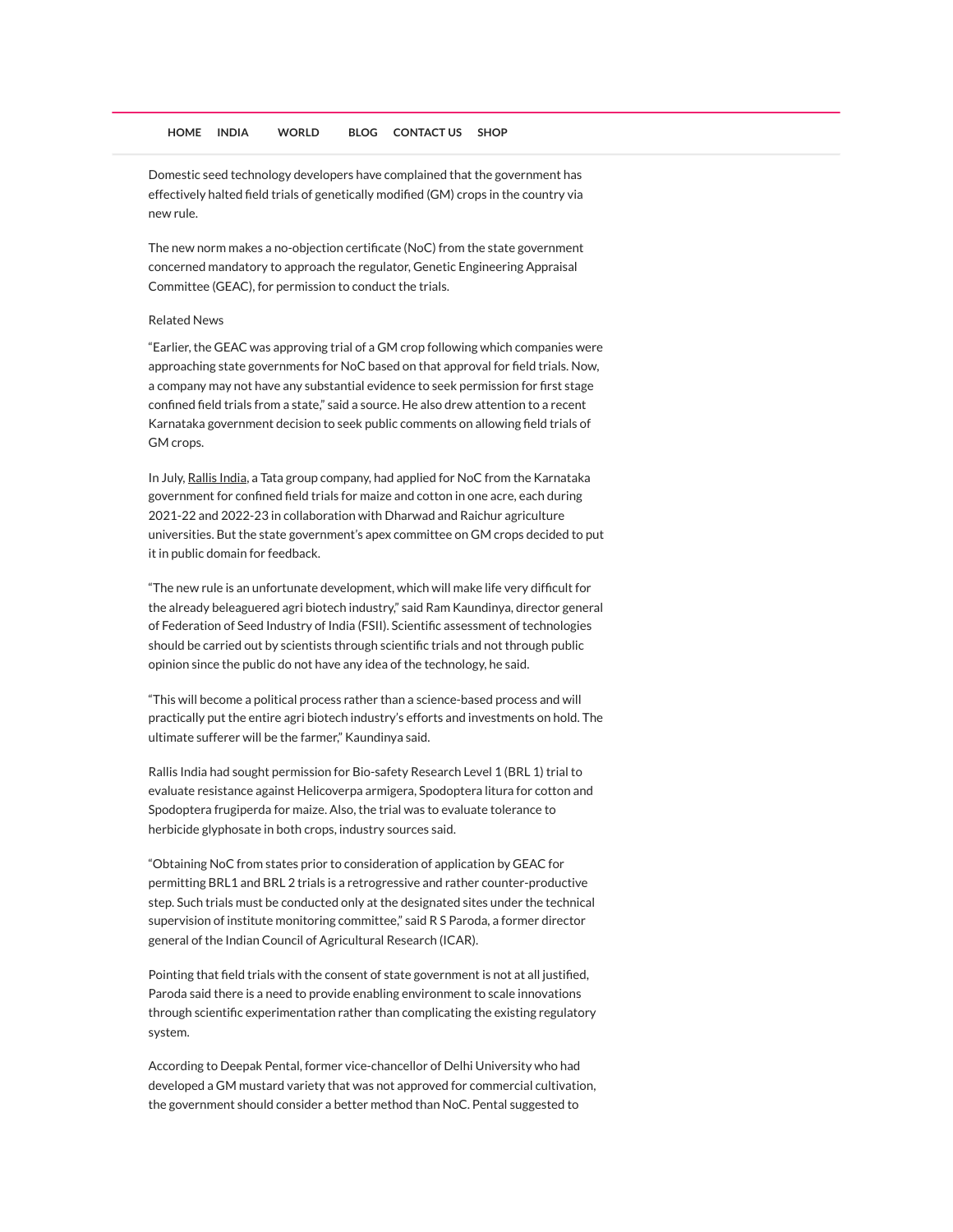Domestic seed technology developers have complained that the government has effectively halted field trials of genetically modified (GM) crops in the country via new rule.

The new norm makes a no-objection certificate (NoC) from the state government concerned mandatory to approach the regulator, Genetic Engineering Appraisal Committee (GEAC), for permission to conduct the trials.

Related News

"Earlier, the GEAC was approving trial of a GM crop following which companies were approaching state governments for NoC based on that approval for field trials. Now, a company may not have any substantial evidence to seek permission for first stage confined field trials from a state," said a source. He also drew attention to a recent Karnataka government decision to seek public comments on allowing field trials of GM crops.

In July, Rallis India, a Tata group company, had applied for NoC from the Karnataka government for confined field trials for maize and cotton in one acre, each during 2021-22 and 2022-23 in collaboration with Dharwad and Raichur agriculture universities. But the state government's apex committee on GM crops decided to put it in public domain for feedback.

"The new rule is an unfortunate development, which will make life very difficult for the already beleaguered agri biotech industry," said Ram Kaundinya, director general of Federation of Seed Industry of India (FSII). Scientific assessment of technologies should be carried out by scientists through scientific trials and not through public opinion since the public do not have any idea of the technology, he said.

"This will become a political process rather than a science-based process and will practically put the entire agri biotech industry's efforts and investments on hold. The ultimate sufferer will be the farmer," Kaundinya said.

Rallis India had sought permission for Bio-safety Research Level 1 (BRL 1) trial to evaluate resistance against Helicoverpa armigera, Spodoptera litura for cotton and Spodoptera frugiperda for maize. Also, the trial was to evaluate tolerance to herbicide glyphosate in both crops, industry sources said.

"Obtaining NoC from states prior to consideration of application by GEAC for permitting BRL1 and BRL 2 trials is a retrogressive and rather counter-productive step. Such trials must be conducted only at the designated sites under the technical supervision of institute monitoring committee," said R S Paroda, a former director general of the Indian Council of Agricultural Research (ICAR).

Pointing that field trials with the consent of state government is not at all justified, Paroda said there is a need to provide enabling environment to scale innovations through scientific experimentation rather than complicating the existing regulatory system.

According to Deepak Pental, former vice-chancellor of Delhi University who had developed a GM mustard variety that was not approved for commercial cultivation, the government should consider a better method than NoC. Pental suggested to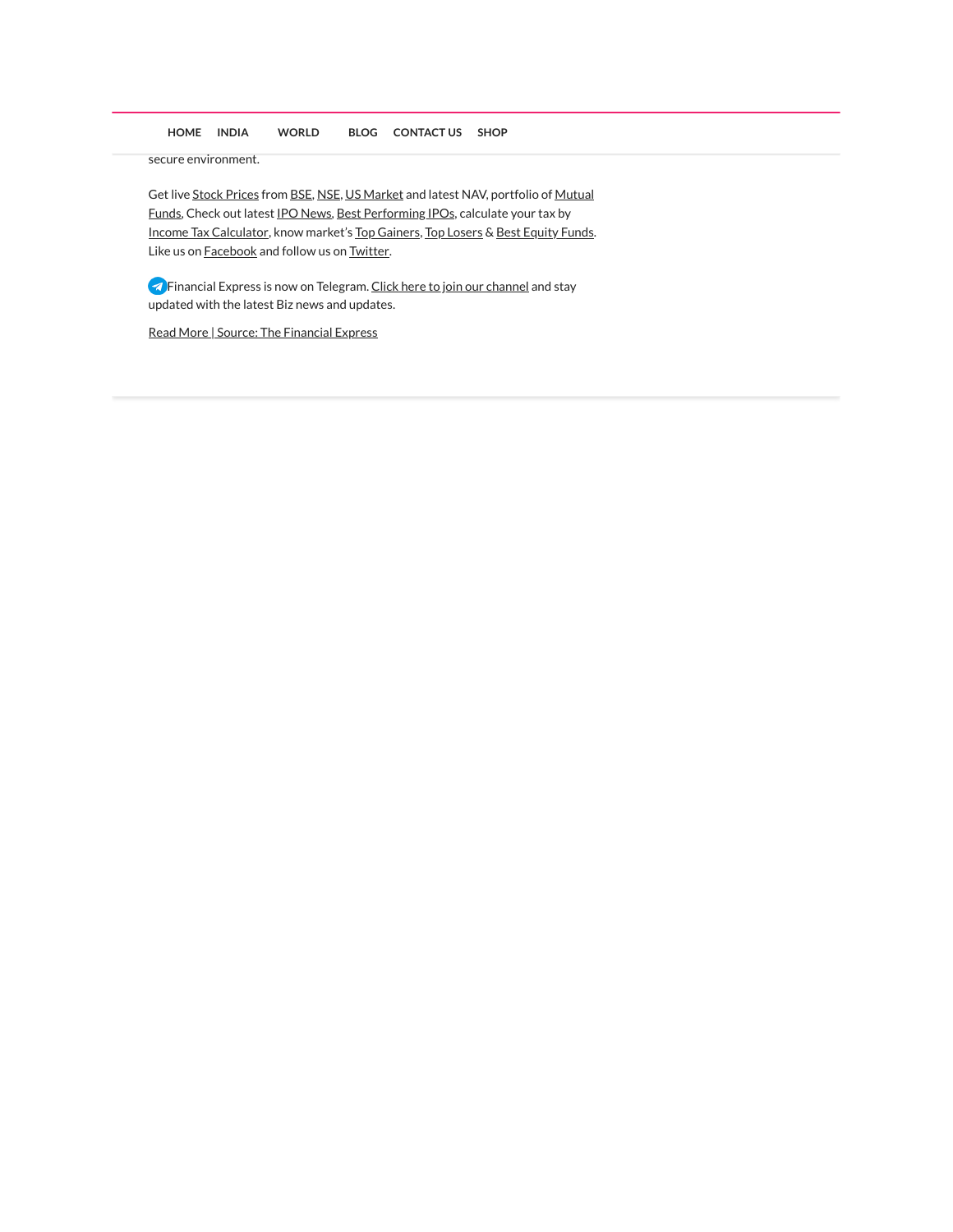secure environment.

Get live Stock Prices from BSE, NSE, US Market and latest NAV, portfolio of Mutual Funds, Check out latest IPO News, Best Performing IPOs, calculate your tax by Income Tax Calculator, know market's Top Gainers, Top Losers & Best Equity Funds. Like us on Facebook and follow us on Twitter.

Financial Express is now on Telegram. Click here to join our channel and stay updated with the latest Biz news and updates.

Read More | Source: The Financial Express